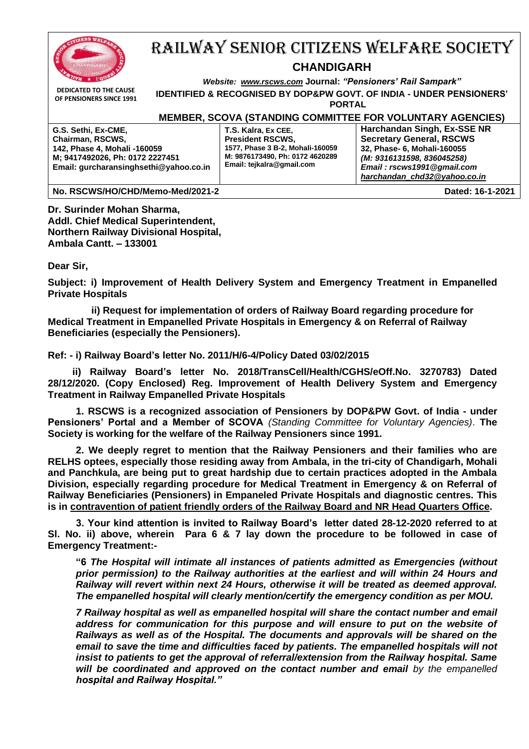# RAILWAY SENIOR CITIZENS WELFARE SOCIETY

## CHANDIGARH

DEDICATED TO THE CAUSE OF PENSIONERS SINCE 1991

*Website: www.rscws.com* **Journal: *"Pensioners' Rail Sampark"***

**IDENTIFIED & RECOGNISED BY DOP&PW GOVT. OF INDIA - UNDER PENSIONERS' PORTAL**

**MEMBER, SCOVA (STANDING COMMITTEE FOR VOLUNTARY AGENCIES)**

| | | |
|---|---|---|
| **G.S. Sethi, Ex-CME,**<br>**Chairman, RSCWS,**<br>**142, Phase 4, Mohali -160059**<br>**M; 9417492026, Ph: 0172 2227451**<br>**Email: gurcharansinghsethi@yahoo.co.in** | **T.S. Kalra, Ex CEE,**<br>**President RSCWS,**<br>**1577, Phase 3 B-2, Mohali-160059**<br>**M: 9876173490, Ph: 0172 4620289**<br>**Email: tejkalra@gmail.com** | **Harchandan Singh, Ex-SSE NR**<br>**Secretary General, RSCWS**<br>**32, Phase- 6, Mohali-160055**<br>***(M: 9316131598, 836045258)***<br>***Email : rscws1991@gmail.com***<br>***harchandan_chd32@yahoo.co.in*** |

**No. RSCWS/HO/CHD/Memo-Med/2021-2** **Dated: 16-1-2021**

**Dr. Surinder Mohan Sharma,**
**Addl. Chief Medical Superintendent,**
**Northern Railway Divisional Hospital,**
**Ambala Cantt. – 133001**

**Dear Sir,**

**Subject: i) Improvement of Health Delivery System and Emergency Treatment in Empanelled Private Hospitals**

**ii) Request for implementation of orders of Railway Board regarding procedure for Medical Treatment in Empanelled Private Hospitals in Emergency & on Referral of Railway Beneficiaries (especially the Pensioners).**

**Ref: - i) Railway Board's letter No. 2011/H/6-4/Policy Dated 03/02/2015**

**ii) Railway Board's letter No. 2018/TransCell/Health/CGHS/eOff.No. 3270783) Dated 28/12/2020. (Copy Enclosed) Reg. Improvement of Health Delivery System and Emergency Treatment in Railway Empanelled Private Hospitals**

**1. RSCWS is a recognized association of Pensioners by DOP&PW Govt. of India - under Pensioners' Portal and a Member of SCOVA** *(Standing Committee for Voluntary Agencies)*. **The Society is working for the welfare of the Railway Pensioners since 1991.**

**2. We deeply regret to mention that the Railway Pensioners and their families who are RELHS optees, especially those residing away from Ambala, in the tri-city of Chandigarh, Mohali and Panchkula, are being put to great hardship due to certain practices adopted in the Ambala Division, especially regarding procedure for Medical Treatment in Emergency & on Referral of Railway Beneficiaries (Pensioners) in Empaneled Private Hospitals and diagnostic centres. This is in contravention of patient friendly orders of the Railway Board and NR Head Quarters Office.**

**3. Your kind attention is invited to Railway Board's letter dated 28-12-2020 referred to at Sl. No. ii) above, wherein Para 6 & 7 lay down the procedure to be followed in case of Emergency Treatment:-**

**"6 *The Hospital will intimate all instances of patients admitted as Emergencies (without prior permission) to the Railway authorities at the earliest and will within 24 Hours and Railway will revert within next 24 Hours, otherwise it will be treated as deemed approval. The empanelled hospital will clearly mention/certify the emergency condition as per MOU.***

***7 Railway hospital as well as empanelled hospital will share the contact number and email address for communication for this purpose and will ensure to put on the website of Railways as well as of the Hospital. The documents and approvals will be shared on the email to save the time and difficulties faced by patients. The empanelled hospitals will not insist to patients to get the approval of referral/extension from the Railway hospital. Same will be coordinated and approved on the contact number and email*** *by the empanelled* ***hospital and Railway Hospital."***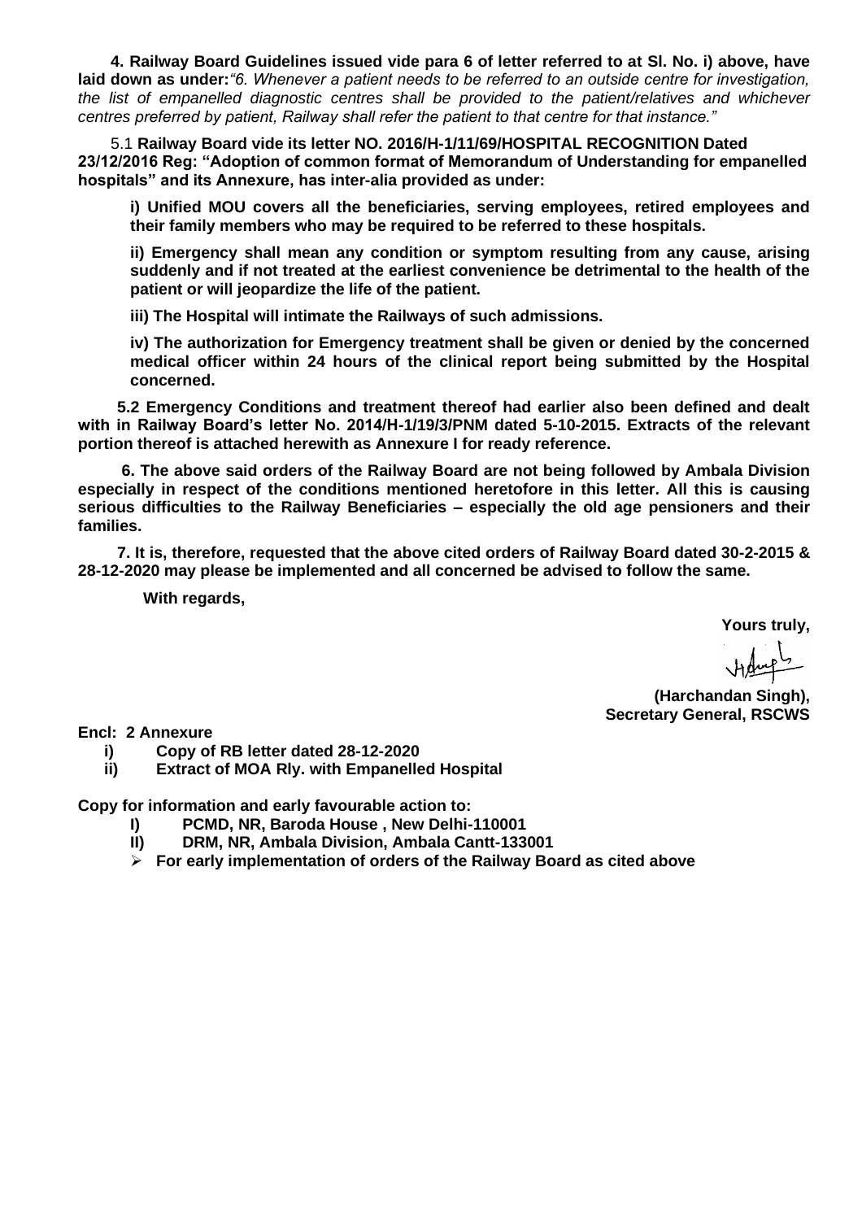**4. Railway Board Guidelines issued vide para 6 of letter referred to at Sl. No. i) above, have laid down as under:***"6. Whenever a patient needs to be referred to an outside centre for investigation, the list of empanelled diagnostic centres shall be provided to the patient/relatives and whichever centres preferred by patient, Railway shall refer the patient to that centre for that instance."*

5.1 **Railway Board vide its letter NO. 2016/H-1/11/69/HOSPITAL RECOGNITION Dated 23/12/2016 Reg: "Adoption of common format of Memorandum of Understanding for empanelled hospitals" and its Annexure, has inter-alia provided as under:**

**i) Unified MOU covers all the beneficiaries, serving employees, retired employees and their family members who may be required to be referred to these hospitals.**

**ii) Emergency shall mean any condition or symptom resulting from any cause, arising suddenly and if not treated at the earliest convenience be detrimental to the health of the patient or will jeopardize the life of the patient.**

**iii) The Hospital will intimate the Railways of such admissions.**

**iv) The authorization for Emergency treatment shall be given or denied by the concerned medical officer within 24 hours of the clinical report being submitted by the Hospital concerned.**

**5.2 Emergency Conditions and treatment thereof had earlier also been defined and dealt with in Railway Board's letter No. 2014/H-1/19/3/PNM dated 5-10-2015. Extracts of the relevant portion thereof is attached herewith as Annexure I for ready reference.**

**6. The above said orders of the Railway Board are not being followed by Ambala Division especially in respect of the conditions mentioned heretofore in this letter. All this is causing serious difficulties to the Railway Beneficiaries – especially the old age pensioners and their families.**

**7. It is, therefore, requested that the above cited orders of Railway Board dated 30-2-2015 & 28-12-2020 may please be implemented and all concerned be advised to follow the same.**

**With regards,**

**Yours truly,**

**(Harchandan Singh),**
**Secretary General, RSCWS**

**Encl: 2 Annexure**

i) **Copy of RB letter dated 28-12-2020**
ii) **Extract of MOA Rly. with Empanelled Hospital**

**Copy for information and early favourable action to:**

I) **PCMD, NR, Baroda House , New Delhi-110001**
II) **DRM, NR, Ambala Division, Ambala Cantt-133001**

- **For early implementation of orders of the Railway Board as cited above**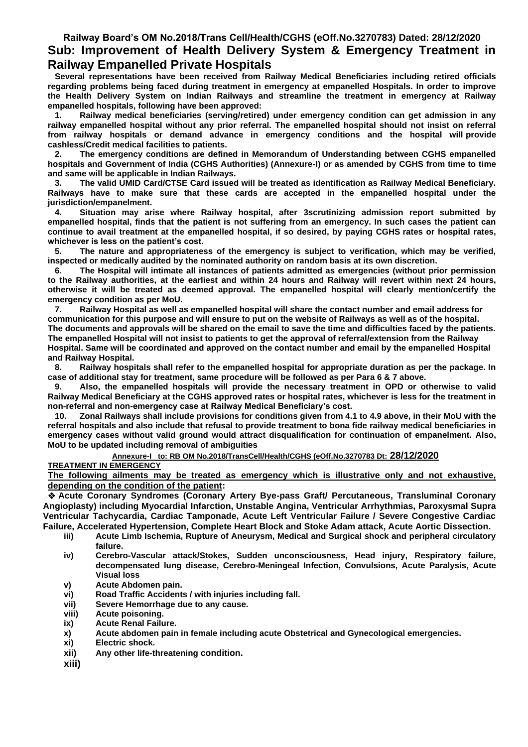**Railway Board's OM No.2018/Trans Cell/Health/CGHS (eOff.No.3270783) Dated: 28/12/2020**

## Sub: Improvement of Health Delivery System & Emergency Treatment in Railway Empanelled Private Hospitals

**Several representations have been received from Railway Medical Beneficiaries including retired officials regarding problems being faced during treatment in emergency at empanelled Hospitals. In order to improve the Health Delivery System on Indian Railways and streamline the treatment in emergency at Railway empanelled hospitals, following have been approved:**

**1. Railway medical beneficiaries (serving/retired) under emergency condition can get admission in any railway empanelled hospital without any prior referral. The empanelled hospital should not insist on referral from railway hospitals or demand advance in emergency conditions and the hospital will provide cashless/Credit medical facilities to patients.**

**2. The emergency conditions are defined in Memorandum of Understanding between CGHS empanelled hospitals and Government of India (CGHS Authorities) (Annexure-I) or as amended by CGHS from time to time and same will be applicable in Indian Railways.**

**3. The valid UMID Card/CTSE Card issued will be treated as identification as Railway Medical Beneficiary. Railways have to make sure that these cards are accepted in the empanelled hospital under the jurisdiction/empanelment.**

**4. Situation may arise where Railway hospital, after 3scrutinizing admission report submitted by empanelled hospital, finds that the patient is not suffering from an emergency. In such cases the patient can continue to avail treatment at the empanelled hospital, if so desired, by paying CGHS rates or hospital rates, whichever is less on the patient's cost.**

**5. The nature and appropriateness of the emergency is subject to verification, which may be verified, inspected or medically audited by the nominated authority on random basis at its own discretion.**

**6. The Hospital will intimate all instances of patients admitted as emergencies (without prior permission to the Railway authorities, at the earliest and within 24 hours and Railway will revert within next 24 hours, otherwise it will be treated as deemed approval. The empanelled hospital will clearly mention/certify the emergency condition as per MoU.**

**7. Railway Hospital as well as empanelled hospital will share the contact number and email address for communication for this purpose and will ensure to put on the website of Railways as well as of the hospital. The documents and approvals will be shared on the email to save the time and difficulties faced by the patients. The empanelled Hospital will not insist to patients to get the approval of referral/extension from the Railway Hospital. Same will be coordinated and approved on the contact number and email by the empanelled Hospital and Railway Hospital.**

**8. Railway hospitals shall refer to the empanelled hospital for appropriate duration as per the package. In case of additional stay for treatment, same procedure will be followed as per Para 6 & 7 above.**

**9. Also, the empanelled hospitals will provide the necessary treatment in OPD or otherwise to valid Railway Medical Beneficiary at the CGHS approved rates or hospital rates, whichever is less for the treatment in non-referral and non-emergency case at Railway Medical Beneficiary's cost.**

**10. Zonal Railways shall include provisions for conditions given from 4.1 to 4.9 above, in their MoU with the referral hospitals and also include that refusal to provide treatment to bona fide railway medical beneficiaries in emergency cases without valid ground would attract disqualification for continuation of empanelment. Also, MoU to be updated including removal of ambiguities**

**Annexure-I to: RB OM No.2018/TransCell/Health/CGHS (eOff.No.3270783 Dt: 28/12/2020**

**TREATMENT IN EMERGENCY**

**The following ailments may be treated as emergency which is illustrative only and not exhaustive, depending on the condition of the patient:**

❖ **Acute Coronary Syndromes (Coronary Artery Bye-pass Graft/ Percutaneous, Transluminal Coronary Angioplasty) including Myocardial Infarction, Unstable Angina, Ventricular Arrhythmias, Paroxysmal Supra Ventricular Tachycardia, Cardiac Tamponade, Acute Left Ventricular Failure / Severe Congestive Cardiac Failure, Accelerated Hypertension, Complete Heart Block and Stoke Adam attack, Acute Aortic Dissection.**

- **iii) Acute Limb Ischemia, Rupture of Aneurysm, Medical and Surgical shock and peripheral circulatory failure.**
- **iv) Cerebro-Vascular attack/Stokes, Sudden unconsciousness, Head injury, Respiratory failure, decompensated lung disease, Cerebro-Meningeal Infection, Convulsions, Acute Paralysis, Acute Visual loss**
- **v) Acute Abdomen pain.**
- **vi) Road Traffic Accidents / with injuries including fall.**
- **vii) Severe Hemorrhage due to any cause.**
- **viii) Acute poisoning.**
- **ix) Acute Renal Failure.**
- **x) Acute abdomen pain in female including acute Obstetrical and Gynecological emergencies.**
- **xi) Electric shock.**
- **xii) Any other life-threatening condition.**
- **xiii)**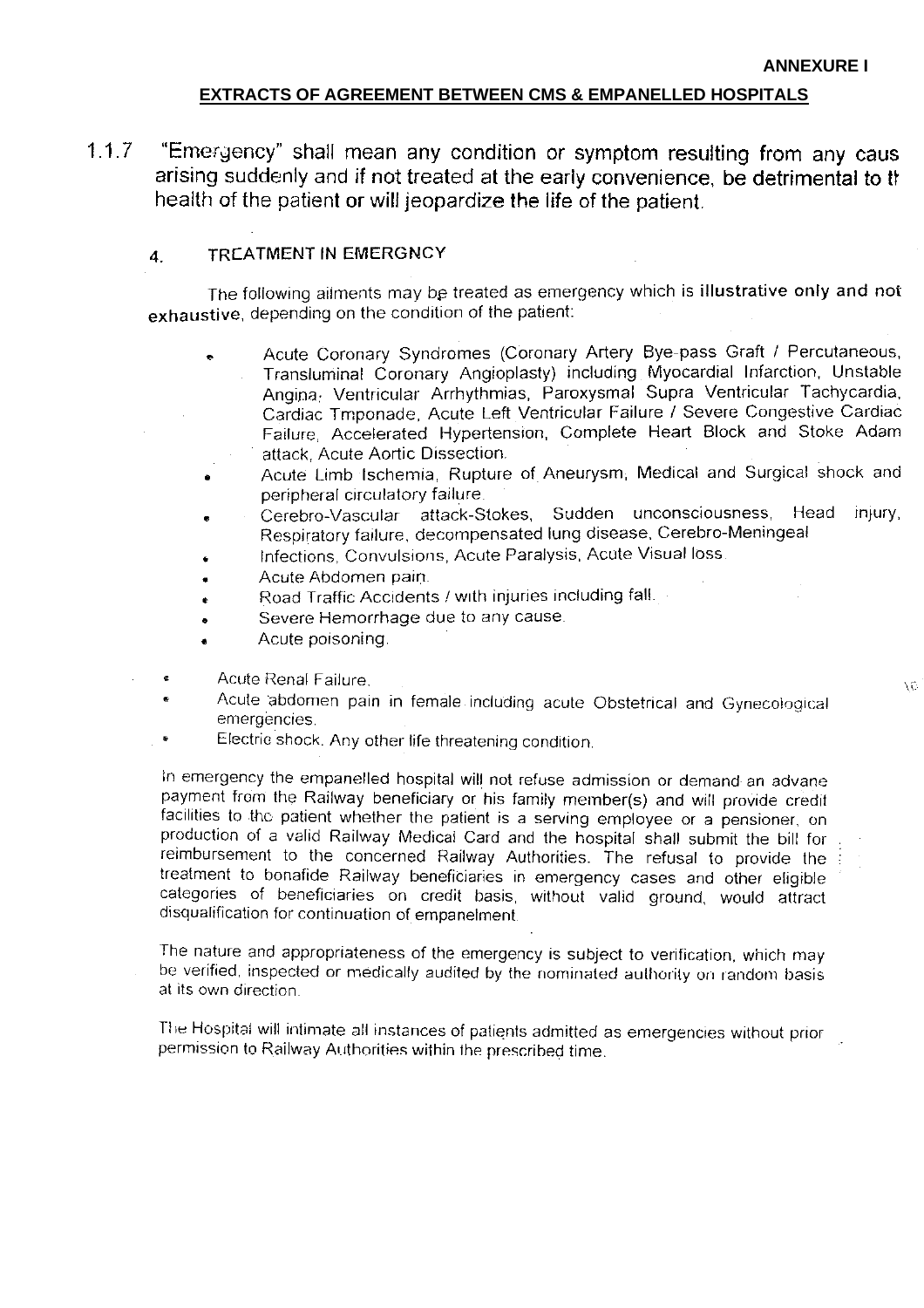**ANNEXURE I**

**EXTRACTS OF AGREEMENT BETWEEN CMS & EMPANELLED HOSPITALS**

1.1.7 "Emergency" shall mean any condition or symptom resulting from any caus arising suddenly and if not treated at the early convenience, be detrimental to th health of the patient or will jeopardize the life of the patient.

4. TREATMENT IN EMERGNCY

The following ailments may be treated as emergency which is **illustrative only and not exhaustive**, depending on the condition of the patient:

- Acute Coronary Syndromes (Coronary Artery Bye-pass Graft / Percutaneous, Transluminal Coronary Angioplasty) including Myocardial Infarction, Unstable Angina, Ventricular Arrhythmias, Paroxysmal Supra Ventricular Tachycardia, Cardiac Tmponade, Acute Left Ventricular Failure / Severe Congestive Cardiac Failure, Accelerated Hypertension, Complete Heart Block and Stoke Adam attack, Acute Aortic Dissection.
- Acute Limb Ischemia, Rupture of Aneurysm, Medical and Surgical shock and peripheral circulatory failure.
- Cerebro-Vascular attack-Stokes, Sudden unconsciousness, Head injury, Respiratory failure, decompensated lung disease, Cerebro-Meningeal
- Infections, Convulsions, Acute Paralysis, Acute Visual loss.
- Acute Abdomen pain.
- Road Traffic Accidents / with injuries including fall.
- Severe Hemorrhage due to any cause.
- Acute poisoning.
- Acute Renal Failure.
- Acute abdomen pain in female including acute Obstetrical and Gynecological emergencies.
- Electric shock. Any other life threatening condition.

In emergency the empanelled hospital will not refuse admission or demand an advane payment from the Railway beneficiary or his family member(s) and will provide credit facilities to the patient whether the patient is a serving employee or a pensioner, on production of a valid Railway Medical Card and the hospital shall submit the bill for reimbursement to the concerned Railway Authorities. The refusal to provide the treatment to bonafide Railway beneficiaries in emergency cases and other eligible categories of beneficiaries on credit basis, without valid ground, would attract disqualification for continuation of empanelment.

The nature and appropriateness of the emergency is subject to verification, which may be verified, inspected or medically audited by the nominated authority on random basis at its own direction.

The Hospital will intimate all instances of patients admitted as emergencies without prior permission to Railway Authorities within the prescribed time.